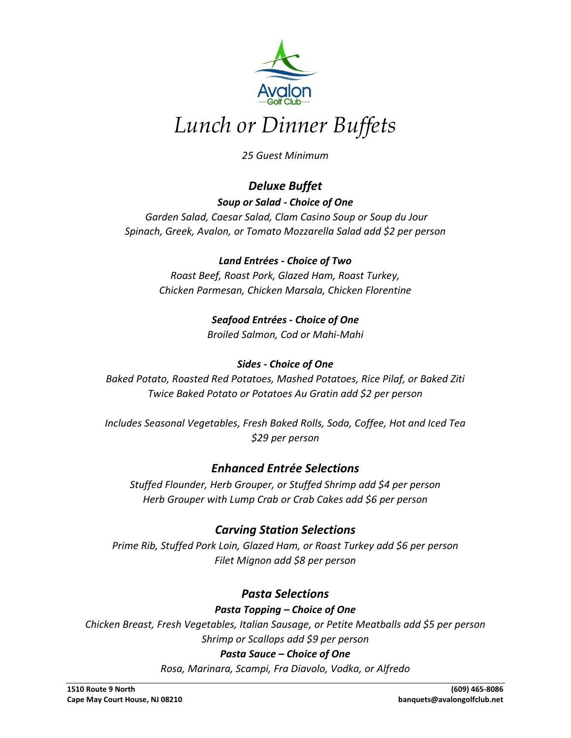# *Lunch or Dinner Buffets*

*25 Guest Minimum*

## *Deluxe Buffet*

***Soup or Salad - Choice of One***

*Garden Salad, Caesar Salad, Clam Casino Soup or Soup du Jour*
*Spinach, Greek, Avalon, or Tomato Mozzarella Salad add $2 per person*

***Land Entrées - Choice of Two***

*Roast Beef, Roast Pork, Glazed Ham, Roast Turkey,*
*Chicken Parmesan, Chicken Marsala, Chicken Florentine*

***Seafood Entrées - Choice of One***

*Broiled Salmon, Cod or Mahi-Mahi*

***Sides - Choice of One***

*Baked Potato, Roasted Red Potatoes, Mashed Potatoes, Rice Pilaf, or Baked Ziti*
*Twice Baked Potato or Potatoes Au Gratin add $2 per person*

*Includes Seasonal Vegetables, Fresh Baked Rolls, Soda, Coffee, Hot and Iced Tea*
*$29 per person*

## *Enhanced Entrée Selections*

*Stuffed Flounder, Herb Grouper, or Stuffed Shrimp add $4 per person*
*Herb Grouper with Lump Crab or Crab Cakes add $6 per person*

## *Carving Station Selections*

*Prime Rib, Stuffed Pork Loin, Glazed Ham, or Roast Turkey add $6 per person*
*Filet Mignon add $8 per person*

## *Pasta Selections*

***Pasta Topping – Choice of One***

*Chicken Breast, Fresh Vegetables, Italian Sausage, or Petite Meatballs add $5 per person*
*Shrimp or Scallops add $9 per person*

***Pasta Sauce – Choice of One***

*Rosa, Marinara, Scampi, Fra Diavolo, Vodka, or Alfredo*

**1510 Route 9 North**
**Cape May Court House, NJ 08210**

**(609) 465-8086**
**banquets@avalongolfclub.net**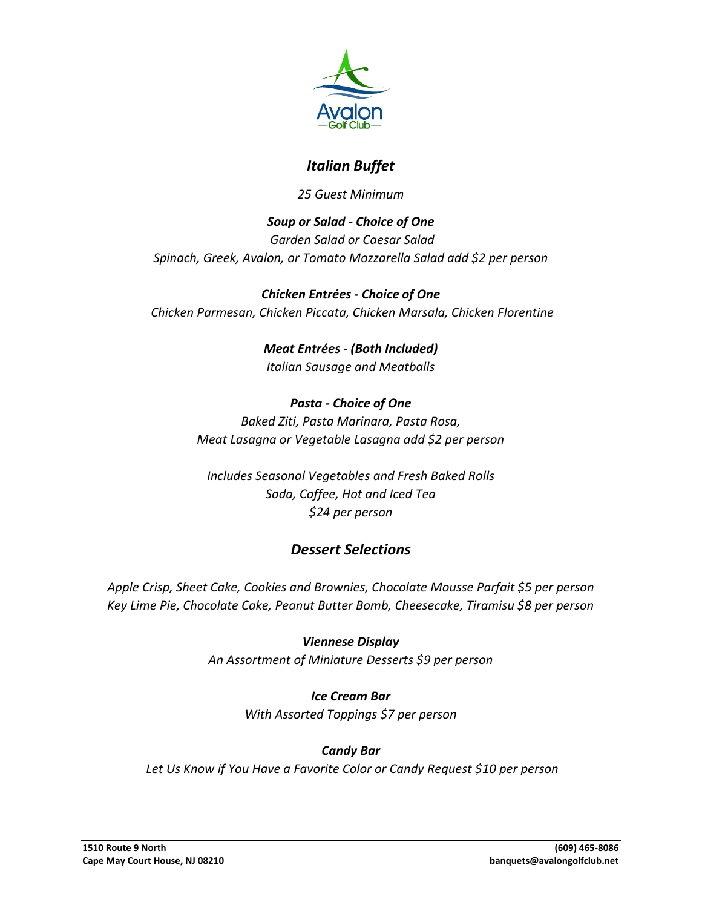Avalon Golf Club

## *Italian Buffet*

*25 Guest Minimum*

***Soup or Salad - Choice of One***

*Garden Salad or Caesar Salad*

*Spinach, Greek, Avalon, or Tomato Mozzarella Salad add $2 per person*

***Chicken Entrées - Choice of One***

*Chicken Parmesan, Chicken Piccata, Chicken Marsala, Chicken Florentine*

***Meat Entrées - (Both Included)***

*Italian Sausage and Meatballs*

***Pasta - Choice of One***

*Baked Ziti, Pasta Marinara, Pasta Rosa,*
*Meat Lasagna or Vegetable Lasagna add $2 per person*

*Includes Seasonal Vegetables and Fresh Baked Rolls*
*Soda, Coffee, Hot and Iced Tea*
*$24 per person*

## *Dessert Selections*

*Apple Crisp, Sheet Cake, Cookies and Brownies, Chocolate Mousse Parfait $5 per person*
*Key Lime Pie, Chocolate Cake, Peanut Butter Bomb, Cheesecake, Tiramisu $8 per person*

***Viennese Display***

*An Assortment of Miniature Desserts $9 per person*

***Ice Cream Bar***

*With Assorted Toppings $7 per person*

***Candy Bar***

*Let Us Know if You Have a Favorite Color or Candy Request $10 per person*

**1510 Route 9 North**
**Cape May Court House, NJ 08210**

**(609) 465-8086**
**banquets@avalongolfclub.net**